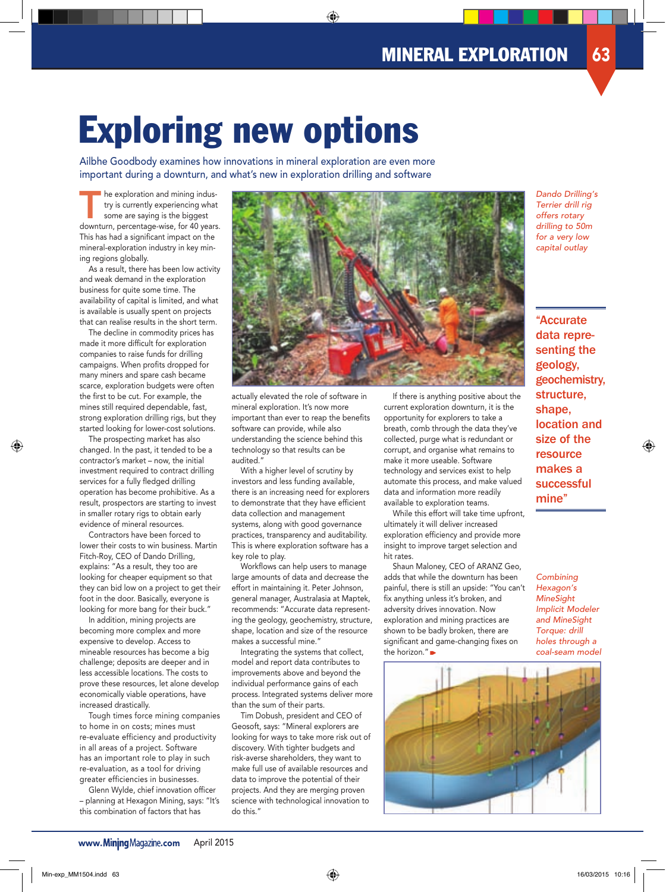# Exploring new options

Ailbhe Goodbody examines how innovations in mineral exploration are even more important during a downturn, and what's new in exploration drilling and software

The exploration and mining industry is currently experiencing what some are saying is the biggest downturn, percentage-wise, for 40 years. This has had a significant impact on the mineral-exploration industry in key mining regions globally.

As a result, there has been low activity and weak demand in the exploration business for quite some time. The availability of capital is limited, and what is available is usually spent on projects that can realise results in the short term.

The decline in commodity prices has made it more difficult for exploration companies to raise funds for drilling campaigns. When profits dropped for many miners and spare cash became scarce, exploration budgets were often the first to be cut. For example, the mines still required dependable, fast, strong exploration drilling rigs, but they started looking for lower-cost solutions.

The prospecting market has also changed. In the past, it tended to be a contractor's market – now, the initial investment required to contract drilling services for a fully fledged drilling operation has become prohibitive. As a result, prospectors are starting to invest in smaller rotary rigs to obtain early evidence of mineral resources.

Contractors have been forced to lower their costs to win business. Martin Fitch-Roy, CEO of Dando Drilling, explains: "As a result, they too are looking for cheaper equipment so that they can bid low on a project to get their foot in the door. Basically, everyone is looking for more bang for their buck."

In addition, mining projects are becoming more complex and more expensive to develop. Access to mineable resources has become a big challenge; deposits are deeper and in less accessible locations. The costs to prove these resources, let alone develop economically viable operations, have increased drastically.

Tough times force mining companies to home in on costs; mines must re-evaluate efficiency and productivity in all areas of a project. Software has an important role to play in such re-evaluation, as a tool for driving greater efficiencies in businesses.

Glenn Wylde, chief innovation officer – planning at Hexagon Mining, says: "It's this combination of factors that has actually elevated the role of software in mineral exploration. It's now more important than ever to reap the benefits software can provide, while also understanding the science behind this technology so that results can be audited."

*Dando Drilling's Terrier drill rig offers rotary drilling to 50m for a very low capital outlay*

With a higher level of scrutiny by investors and less funding available, there is an increasing need for explorers to demonstrate that they have efficient data collection and management systems, along with good governance practices, transparency and auditability. This is where exploration software has a key role to play.

Workflows can help users to manage large amounts of data and decrease the effort in maintaining it. Peter Johnson, general manager, Australasia at Maptek, recommends: "Accurate data representing the geology, geochemistry, structure, shape, location and size of the resource makes a successful mine."

> "Accurate data representing the geology, geochemistry, structure, shape, location and size of the resource makes a successful mine"

Integrating the systems that collect, model and report data contributes to improvements above and beyond the individual performance gains of each process. Integrated systems deliver more than the sum of their parts.

Tim Dobush, president and CEO of Geosoft, says: "Mineral explorers are looking for ways to take more risk out of discovery. With tighter budgets and risk-averse shareholders, they want to make full use of available resources and data to improve the potential of their projects. And they are merging proven science with technological innovation to do this."

If there is anything positive about the current exploration downturn, it is the opportunity for explorers to take a breath, comb through the data they've collected, purge what is redundant or corrupt, and organise what remains to make it more useable. Software technology and services exist to help automate this process, and make valued data and information more readily available to exploration teams.

While this effort will take time upfront, ultimately it will deliver increased exploration efficiency and provide more insight to improve target selection and hit rates.

Shaun Maloney, CEO of ARANZ Geo, adds that while the downturn has been painful, there is still an upside: "You can't fix anything unless it's broken, and adversity drives innovation. Now exploration and mining practices are shown to be badly broken, there are significant and game-changing fixes on the horizon."

*Combining Hexagon's MineSight Implicit Modeler and MineSight Torque: drill holes through a coal-seam model*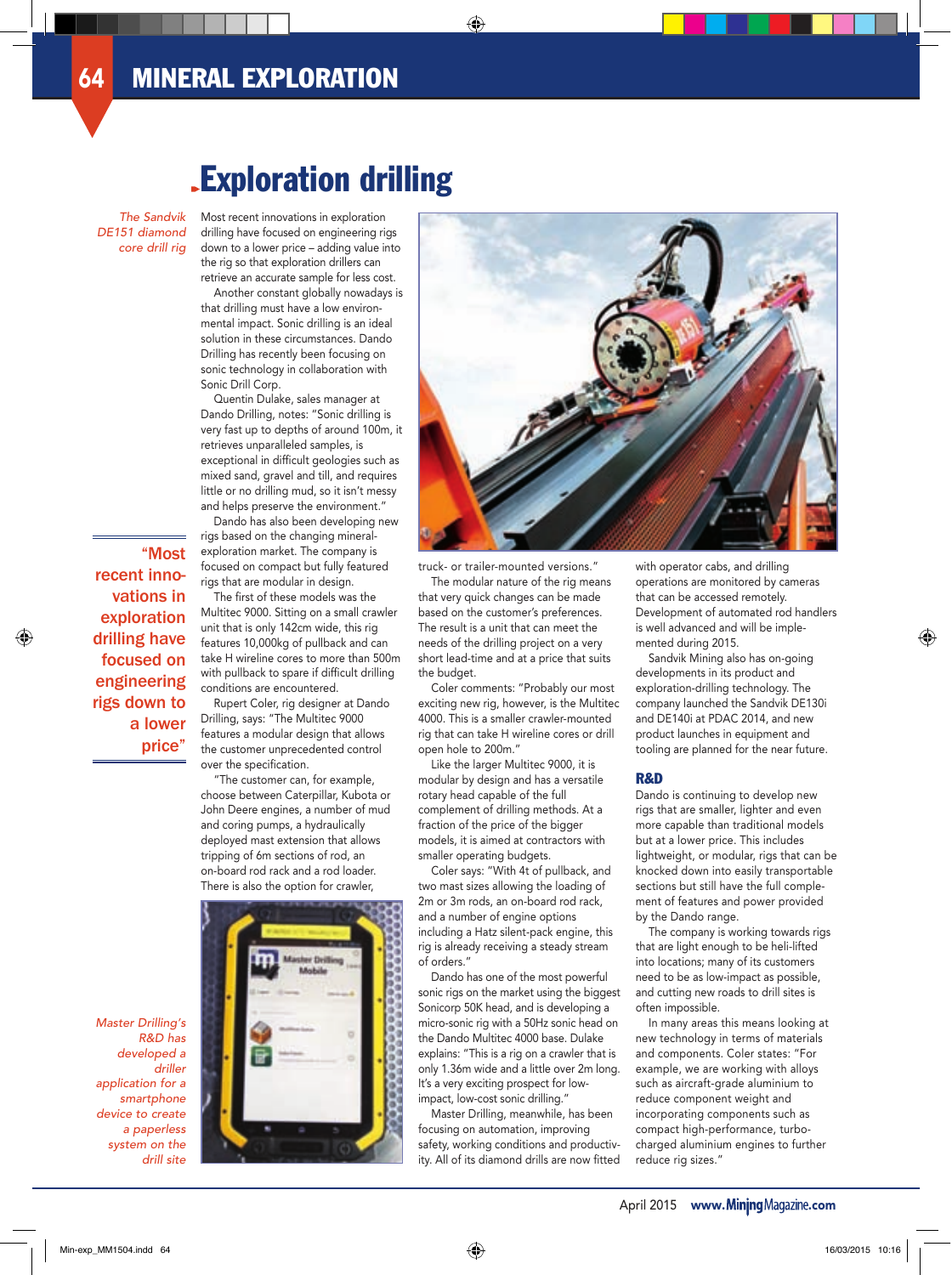# Exploration drilling

*The Sandvik DE151 diamond core drill rig*

Most recent innovations in exploration drilling have focused on engineering rigs down to a lower price – adding value into the rig so that exploration drillers can retrieve an accurate sample for less cost.

Another constant globally nowadays is that drilling must have a low environmental impact. Sonic drilling is an ideal solution in these circumstances. Dando Drilling has recently been focusing on sonic technology in collaboration with Sonic Drill Corp.

Quentin Dulake, sales manager at Dando Drilling, notes: "Sonic drilling is very fast up to depths of around 100m, it retrieves unparalleled samples, is exceptional in difficult geologies such as mixed sand, gravel and till, and requires little or no drilling mud, so it isn't messy and helps preserve the environment."

> "Most recent innovations in exploration drilling have focused on engineering rigs down to a lower price"

Dando has also been developing new rigs based on the changing mineral-exploration market. The company is focused on compact but fully featured rigs that are modular in design.

The first of these models was the Multitec 9000. Sitting on a small crawler unit that is only 142cm wide, this rig features 10,000kg of pullback and can take H wireline cores to more than 500m with pullback to spare if difficult drilling conditions are encountered.

Rupert Coler, rig designer at Dando Drilling, says: "The Multitec 9000 features a modular design that allows the customer unprecedented control over the specification.

"The customer can, for example, choose between Caterpillar, Kubota or John Deere engines, a number of mud and coring pumps, a hydraulically deployed mast extension that allows tripping of 6m sections of rod, an on-board rod rack and a rod loader. There is also the option for crawler, truck- or trailer-mounted versions."

The modular nature of the rig means that very quick changes can be made based on the customer's preferences. The result is a unit that can meet the needs of the drilling project on a very short lead-time and at a price that suits the budget.

Coler comments: "Probably our most exciting new rig, however, is the Multitec 4000. This is a smaller crawler-mounted rig that can take H wireline cores or drill open hole to 200m."

Like the larger Multitec 9000, it is modular by design and has a versatile rotary head capable of the full complement of drilling methods. At a fraction of the price of the bigger models, it is aimed at contractors with smaller operating budgets.

Coler says: "With 4t of pullback, and two mast sizes allowing the loading of 2m or 3m rods, an on-board rod rack, and a number of engine options including a Hatz silent-pack engine, this rig is already receiving a steady stream of orders."

Dando has one of the most powerful sonic rigs on the market using the biggest Sonicorp 50K head, and is developing a micro-sonic rig with a 50Hz sonic head on the Dando Multitec 4000 base. Dulake explains: "This is a rig on a crawler that is only 1.36m wide and a little over 2m long. It's a very exciting prospect for low-impact, low-cost sonic drilling."

Master Drilling, meanwhile, has been focusing on automation, improving safety, working conditions and productivity. All of its diamond drills are now fitted with operator cabs, and drilling operations are monitored by cameras that can be accessed remotely. Development of automated rod handlers is well advanced and will be implemented during 2015.

*Master Drilling's R&D has developed a driller application for a smartphone device to create a paperless system on the drill site*

Sandvik Mining also has on-going developments in its product and exploration-drilling technology. The company launched the Sandvik DE130i and DE140i at PDAC 2014, and new product launches in equipment and tooling are planned for the near future.

## R&D

Dando is continuing to develop new rigs that are smaller, lighter and even more capable than traditional models but at a lower price. This includes lightweight, or modular, rigs that can be knocked down into easily transportable sections but still have the full complement of features and power provided by the Dando range.

The company is working towards rigs that are light enough to be heli-lifted into locations; many of its customers need to be as low-impact as possible, and cutting new roads to drill sites is often impossible.

In many areas this means looking at new technology in terms of materials and components. Coler states: "For example, we are working with alloys such as aircraft-grade aluminium to reduce component weight and incorporating components such as compact high-performance, turbo-charged aluminium engines to further reduce rig sizes."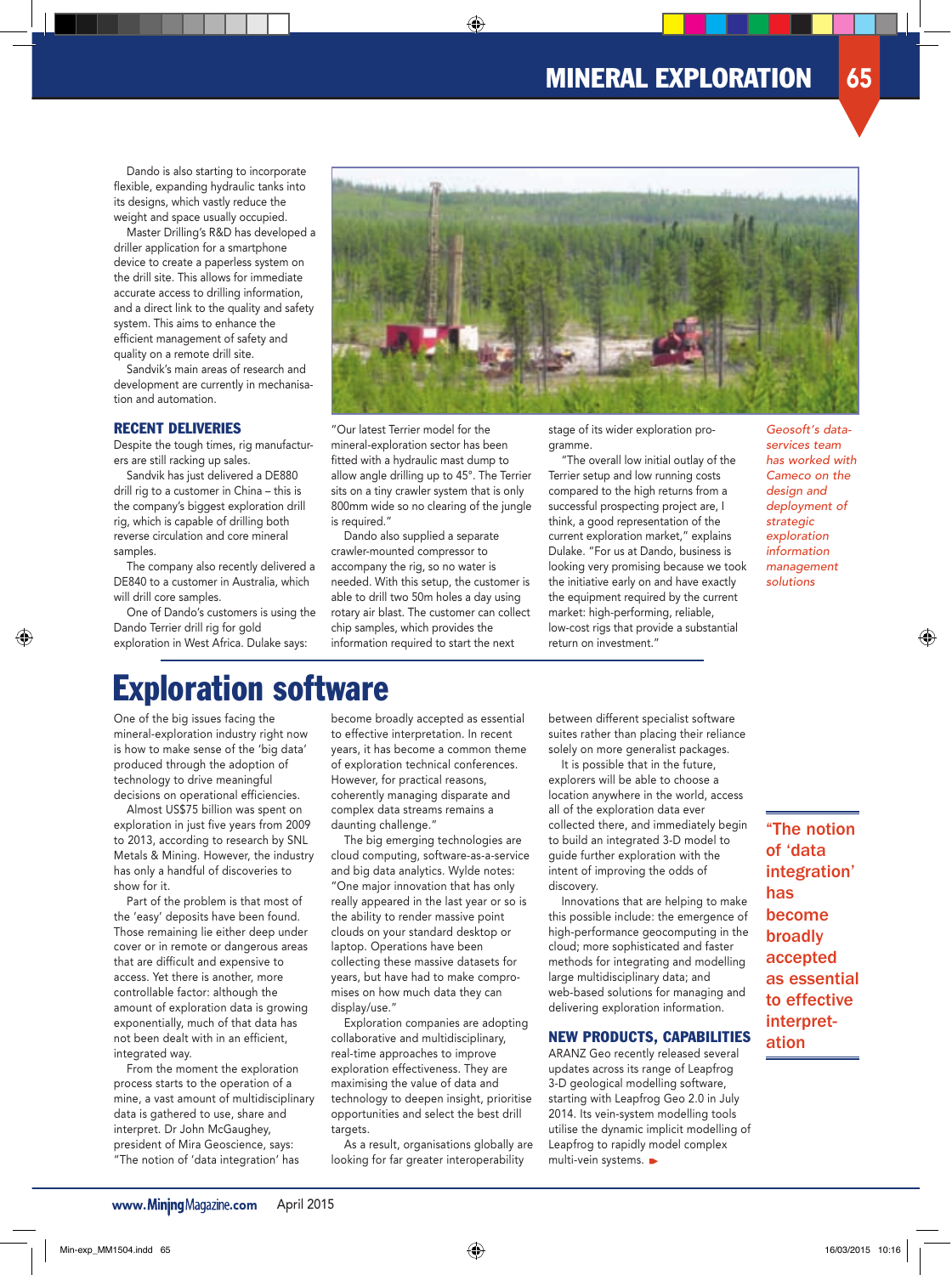Dando is also starting to incorporate flexible, expanding hydraulic tanks into its designs, which vastly reduce the weight and space usually occupied.

Master Drilling's R&D has developed a driller application for a smartphone device to create a paperless system on the drill site. This allows for immediate accurate access to drilling information, and a direct link to the quality and safety system. This aims to enhance the efficient management of safety and quality on a remote drill site.

Sandvik's main areas of research and development are currently in mechanisation and automation.

### RECENT DELIVERIES

Despite the tough times, rig manufacturers are still racking up sales.

Sandvik has just delivered a DE880 drill rig to a customer in China – this is the company's biggest exploration drill rig, which is capable of drilling both reverse circulation and core mineral samples.

The company also recently delivered a DE840 to a customer in Australia, which will drill core samples.

One of Dando's customers is using the Dando Terrier drill rig for gold exploration in West Africa. Dulake says: "Our latest Terrier model for the mineral-exploration sector has been fitted with a hydraulic mast dump to allow angle drilling up to 45°. The Terrier sits on a tiny crawler system that is only 800mm wide so no clearing of the jungle is required."

Dando also supplied a separate crawler-mounted compressor to accompany the rig, so no water is needed. With this setup, the customer is able to drill two 50m holes a day using rotary air blast. The customer can collect chip samples, which provides the information required to start the next stage of its wider exploration programme.

"The overall low initial outlay of the Terrier setup and low running costs compared to the high returns from a successful prospecting project are, I think, a good representation of the current exploration market," explains Dulake. "For us at Dando, business is looking very promising because we took the initiative early on and have exactly the equipment required by the current market: high-performing, reliable, low-cost rigs that provide a substantial return on investment."

*Geosoft's data-services team has worked with Cameco on the design and deployment of strategic exploration information management solutions*

## Exploration software

One of the big issues facing the mineral-exploration industry right now is how to make sense of the 'big data' produced through the adoption of technology to drive meaningful decisions on operational efficiencies.

Almost US$75 billion was spent on exploration in just five years from 2009 to 2013, according to research by SNL Metals & Mining. However, the industry has only a handful of discoveries to show for it.

Part of the problem is that most of the 'easy' deposits have been found. Those remaining lie either deep under cover or in remote or dangerous areas that are difficult and expensive to access. Yet there is another, more controllable factor: although the amount of exploration data is growing exponentially, much of that data has not been dealt with in an efficient, integrated way.

From the moment the exploration process starts to the operation of a mine, a vast amount of multidisciplinary data is gathered to use, share and interpret. Dr John McGaughey, president of Mira Geoscience, says: "The notion of 'data integration' has become broadly accepted as essential to effective interpretation. In recent years, it has become a common theme of exploration technical conferences. However, for practical reasons, coherently managing disparate and complex data streams remains a daunting challenge."

The big emerging technologies are cloud computing, software-as-a-service and big data analytics. Wylde notes: "One major innovation that has only really appeared in the last year or so is the ability to render massive point clouds on your standard desktop or laptop. Operations have been collecting these massive datasets for years, but have had to make compromises on how much data they can display/use."

Exploration companies are adopting collaborative and multidisciplinary, real-time approaches to improve exploration effectiveness. They are maximising the value of data and technology to deepen insight, prioritise opportunities and select the best drill targets.

As a result, organisations globally are looking for far greater interoperability between different specialist software suites rather than placing their reliance solely on more generalist packages.

It is possible that in the future, explorers will be able to choose a location anywhere in the world, access all of the exploration data ever collected there, and immediately begin to build an integrated 3-D model to guide further exploration with the intent of improving the odds of discovery.

Innovations that are helping to make this possible include: the emergence of high-performance geocomputing in the cloud; more sophisticated and faster methods for integrating and modelling large multidisciplinary data; and web-based solutions for managing and delivering exploration information.

**"The notion of 'data integration' has become broadly accepted as essential to effective interpretation**

### NEW PRODUCTS, CAPABILITIES

ARANZ Geo recently released several updates across its range of Leapfrog 3-D geological modelling software, starting with Leapfrog Geo 2.0 in July 2014. Its vein-system modelling tools utilise the dynamic implicit modelling of Leapfrog to rapidly model complex multi-vein systems.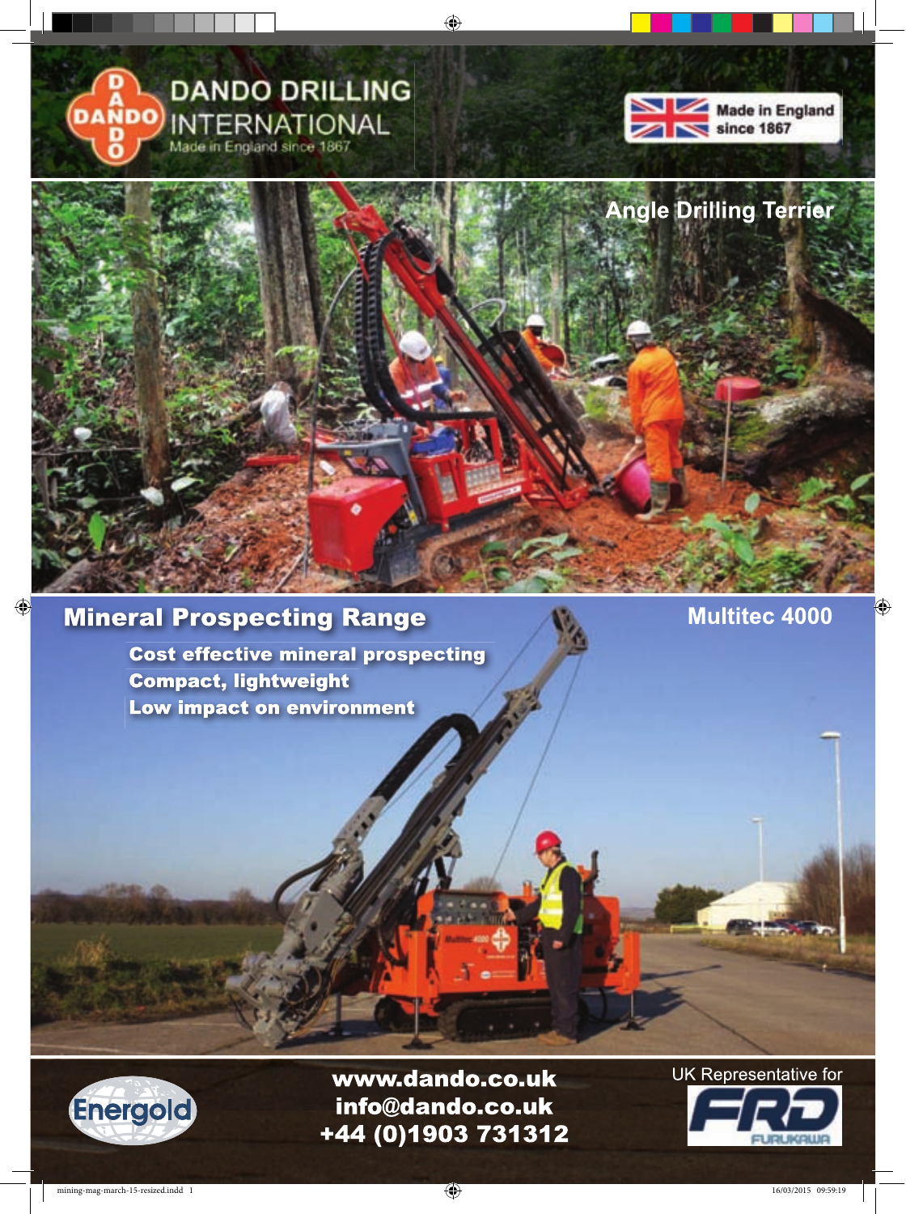# DANDO DRILLING INTERNATIONAL

Made in England since 1867

Made in England since 1867

Angle Drilling Terrier

## Mineral Prospecting Range

Multitec 4000

**Cost effective mineral prospecting**
**Compact, lightweight**
**Low impact on environment**

Energold

www.dando.co.uk
info@dando.co.uk
+44 (0)1903 731312

UK Representative for FRD FURUKAWA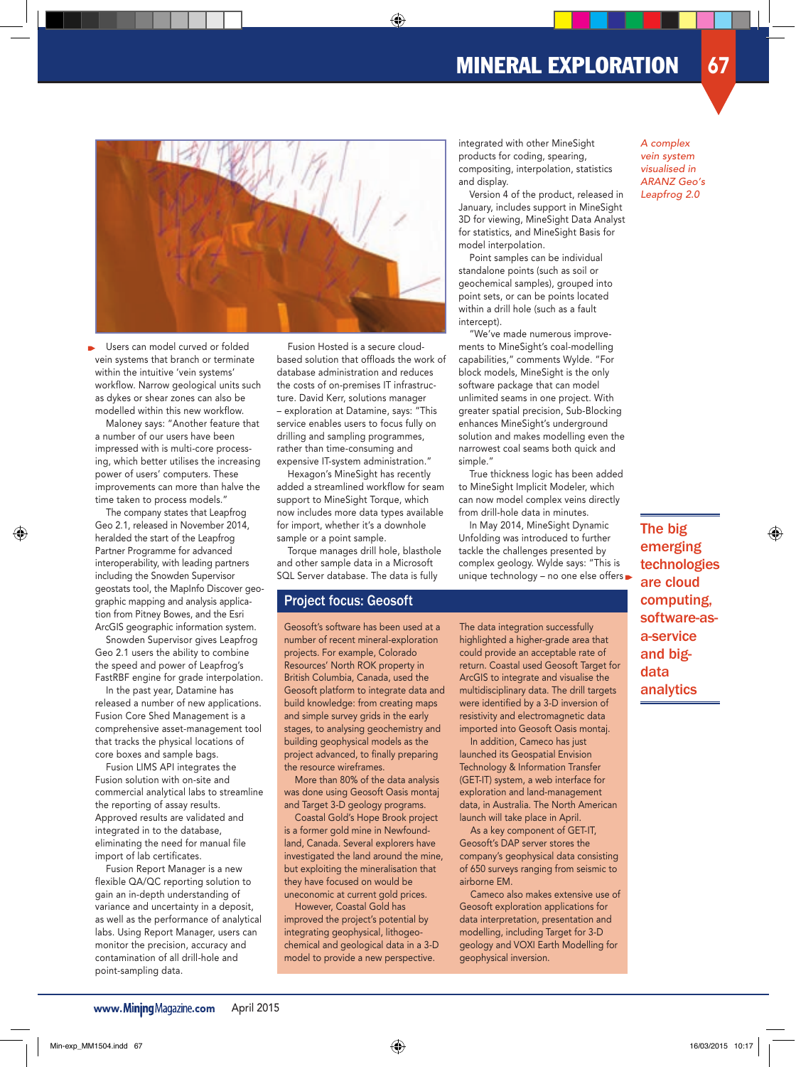*A complex vein system visualised in ARANZ Geo's Leapfrog 2.0*

Users can model curved or folded vein systems that branch or terminate within the intuitive 'vein systems' workflow. Narrow geological units such as dykes or shear zones can also be modelled within this new workflow.

Maloney says: "Another feature that a number of our users have been impressed with is multi-core processing, which better utilises the increasing power of users' computers. These improvements can more than halve the time taken to process models."

The company states that Leapfrog Geo 2.1, released in November 2014, heralded the start of the Leapfrog Partner Programme for advanced interoperability, with leading partners including the Snowden Supervisor geostats tool, the MapInfo Discover geographic mapping and analysis application from Pitney Bowes, and the Esri ArcGIS geographic information system.

Snowden Supervisor gives Leapfrog Geo 2.1 users the ability to combine the speed and power of Leapfrog's FastRBF engine for grade interpolation.

In the past year, Datamine has released a number of new applications. Fusion Core Shed Management is a comprehensive asset-management tool that tracks the physical locations of core boxes and sample bags.

Fusion LIMS API integrates the Fusion solution with on-site and commercial analytical labs to streamline the reporting of assay results. Approved results are validated and integrated in to the database, eliminating the need for manual file import of lab certificates.

Fusion Report Manager is a new flexible QA/QC reporting solution to gain an in-depth understanding of variance and uncertainty in a deposit, as well as the performance of analytical labs. Using Report Manager, users can monitor the precision, accuracy and contamination of all drill-hole and point-sampling data.

Fusion Hosted is a secure cloud-based solution that offloads the work of database administration and reduces the costs of on-premises IT infrastructure. David Kerr, solutions manager – exploration at Datamine, says: "This service enables users to focus fully on drilling and sampling programmes, rather than time-consuming and expensive IT-system administration."

Hexagon's MineSight has recently added a streamlined workflow for seam support to MineSight Torque, which now includes more data types available for import, whether it's a downhole sample or a point sample.

Torque manages drill hole, blasthole and other sample data in a Microsoft SQL Server database. The data is fully integrated with other MineSight products for coding, spearing, compositing, interpolation, statistics and display.

Version 4 of the product, released in January, includes support in MineSight 3D for viewing, MineSight Data Analyst for statistics, and MineSight Basis for model interpolation.

Point samples can be individual standalone points (such as soil or geochemical samples), grouped into point sets, or can be points located within a drill hole (such as a fault intercept).

"We've made numerous improvements to MineSight's coal-modelling capabilities," comments Wylde. "For block models, MineSight is the only software package that can model unlimited seams in one project. With greater spatial precision, Sub-Blocking enhances MineSight's underground solution and makes modelling even the narrowest coal seams both quick and simple."

True thickness logic has been added to MineSight Implicit Modeler, which can now model complex veins directly from drill-hole data in minutes.

In May 2014, MineSight Dynamic Unfolding was introduced to further tackle the challenges presented by complex geology. Wylde says: "This is unique technology – no one else offers

**The big emerging technologies are cloud computing, software-as-a-service and big-data analytics**

## Project focus: Geosoft

Geosoft's software has been used at a number of recent mineral-exploration projects. For example, Colorado Resources' North ROK property in British Columbia, Canada, used the Geosoft platform to integrate data and build knowledge: from creating maps and simple survey grids in the early stages, to analysing geochemistry and building geophysical models as the project advanced, to finally preparing the resource wireframes.

More than 80% of the data analysis was done using Geosoft Oasis montaj and Target 3-D geology programs.

Coastal Gold's Hope Brook project is a former gold mine in Newfoundland, Canada. Several explorers have investigated the land around the mine, but exploiting the mineralisation that they have focused on would be uneconomic at current gold prices.

However, Coastal Gold has improved the project's potential by integrating geophysical, lithogeochemical and geological data in a 3-D model to provide a new perspective.

The data integration successfully highlighted a higher-grade area that could provide an acceptable rate of return. Coastal used Geosoft Target for ArcGIS to integrate and visualise the multidisciplinary data. The drill targets were identified by a 3-D inversion of resistivity and electromagnetic data imported into Geosoft Oasis montaj.

In addition, Cameco has just launched its Geospatial Envision Technology & Information Transfer (GET-IT) system, a web interface for exploration and land-management data, in Australia. The North American launch will take place in April.

As a key component of GET-IT, Geosoft's DAP server stores the company's geophysical data consisting of 650 surveys ranging from seismic to airborne EM.

Cameco also makes extensive use of Geosoft exploration applications for data interpretation, presentation and modelling, including Target for 3-D geology and VOXI Earth Modelling for geophysical inversion.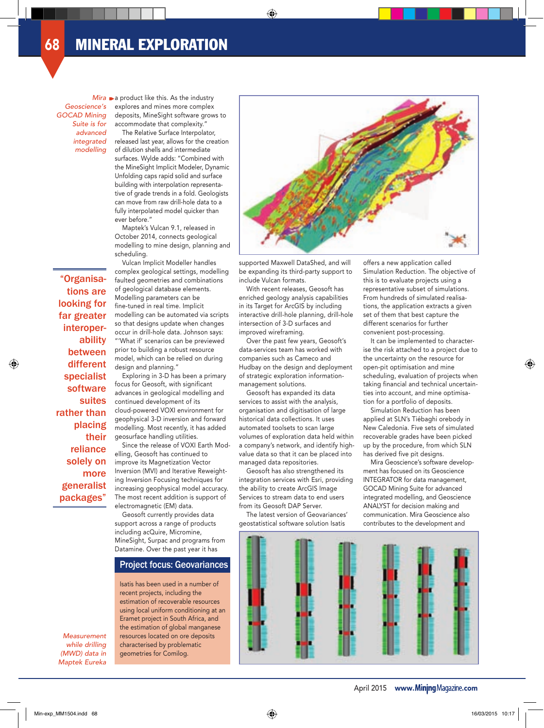*Mira Geoscience's GOCAD Mining Suite is for advanced integrated modelling*

a product like this. As the industry explores and mines more complex deposits, MineSight software grows to accommodate that complexity."

The Relative Surface Interpolator, released last year, allows for the creation of dilution shells and intermediate surfaces. Wylde adds: "Combined with the MineSight Implicit Modeler, Dynamic Unfolding caps rapid solid and surface building with interpolation representative of grade trends in a fold. Geologists can move from raw drill-hole data to a fully interpolated model quicker than ever before."

Maptek's Vulcan 9.1, released in October 2014, connects geological modelling to mine design, planning and scheduling.

Vulcan Implicit Modeller handles complex geological settings, modelling faulted geometries and combinations of geological database elements. Modelling parameters can be fine-tuned in real time. Implicit modelling can be automated via scripts so that designs update when changes occur in drill-hole data. Johnson says: "'What if' scenarios can be previewed prior to building a robust resource model, which can be relied on during design and planning."

> "Organisations are looking for far greater interoperability between different specialist software suites rather than placing their reliance solely on more generalist packages"

Exploring in 3-D has been a primary focus for Geosoft, with significant advances in geological modelling and continued development of its cloud-powered VOXI environment for geophysical 3-D inversion and forward modelling. Most recently, it has added geosurface handling utilities.

Since the release of VOXI Earth Modelling, Geosoft has continued to improve its Magnetization Vector Inversion (MVI) and Iterative Reweighting Inversion Focusing techniques for increasing geophysical model accuracy. The most recent addition is support of electromagnetic (EM) data.

Geosoft currently provides data support across a range of products including acQuire, Micromine, MineSight, Surpac and programs from Datamine. Over the past year it has supported Maxwell DataShed, and will be expanding its third-party support to include Vulcan formats.

With recent releases, Geosoft has enriched geology analysis capabilities in its Target for ArcGIS by including interactive drill-hole planning, drill-hole intersection of 3-D surfaces and improved wireframing.

Over the past few years, Geosoft's data-services team has worked with companies such as Cameco and Hudbay on the design and deployment of strategic exploration information-management solutions.

Geosoft has expanded its data services to assist with the analysis, organisation and digitisation of large historical data collections. It uses automated toolsets to scan large volumes of exploration data held within a company's network, and identify high-value data to be placed into managed data repositories.

Geosoft has also strengthened its integration services with Esri, providing the ability to create ArcGIS Image Services to stream data to end users from its Geosoft DAP Server.

The latest version of Geovariances' geostatistical software solution Isatis offers a new application called Simulation Reduction. The objective of this is to evaluate projects using a representative subset of simulations. From hundreds of simulated realisations, the application extracts a given set of them that best capture the different scenarios for further convenient post-processing.

It can be implemented to characterise the risk attached to a project due to the uncertainty on the resource for open-pit optimisation and mine scheduling, evaluation of projects when taking financial and technical uncertainties into account, and mine optimisation for a portfolio of deposits.

Simulation Reduction has been applied at SLN's Tiébaghi orebody in New Caledonia. Five sets of simulated recoverable grades have been picked up by the procedure, from which SLN has derived five pit designs.

Mira Geoscience's software development has focused on its Geoscience INTEGRATOR for data management, GOCAD Mining Suite for advanced integrated modelling, and Geoscience ANALYST for decision making and communication. Mira Geoscience also contributes to the development and

## Project focus: Geovariances

Isatis has been used in a number of recent projects, including the estimation of recoverable resources using local uniform conditioning at an Eramet project in South Africa, and the estimation of global manganese resources located on ore deposits characterised by problematic geometries for Comilog.

*Measurement while drilling (MWD) data in Maptek Eureka*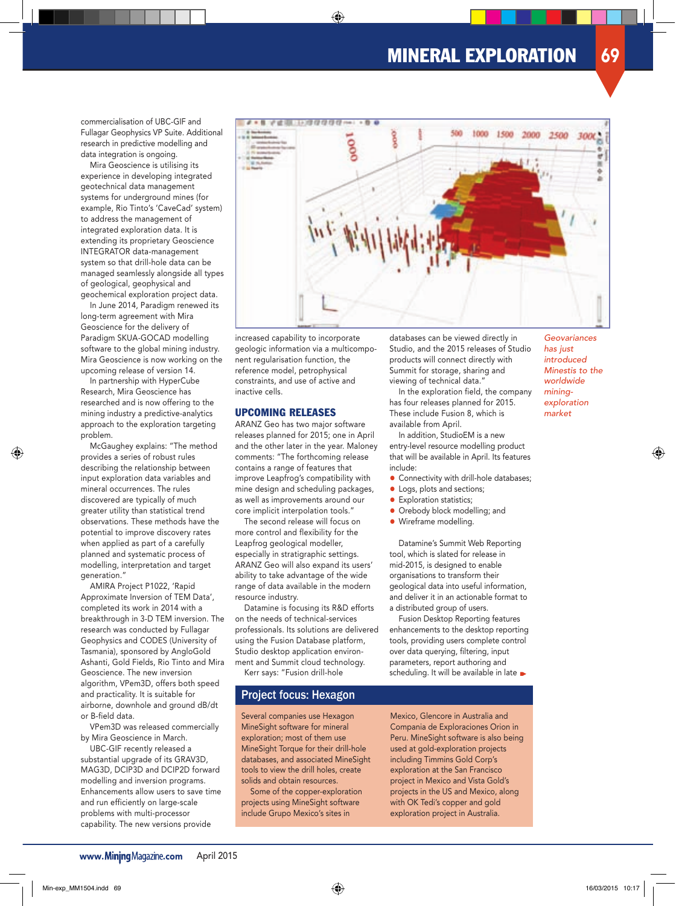commercialisation of UBC-GIF and Fullagar Geophysics VP Suite. Additional research in predictive modelling and data integration is ongoing.

Mira Geoscience is utilising its experience in developing integrated geotechnical data management systems for underground mines (for example, Rio Tinto's 'CaveCad' system) to address the management of integrated exploration data. It is extending its proprietary Geoscience INTEGRATOR data-management system so that drill-hole data can be managed seamlessly alongside all types of geological, geophysical and geochemical exploration project data.

In June 2014, Paradigm renewed its long-term agreement with Mira Geoscience for the delivery of Paradigm SKUA-GOCAD modelling software to the global mining industry. Mira Geoscience is now working on the upcoming release of version 14.

In partnership with HyperCube Research, Mira Geoscience has researched and is now offering to the mining industry a predictive-analytics approach to the exploration targeting problem.

McGaughey explains: "The method provides a series of robust rules describing the relationship between input exploration data variables and mineral occurrences. The rules discovered are typically of much greater utility than statistical trend observations. These methods have the potential to improve discovery rates when applied as part of a carefully planned and systematic process of modelling, interpretation and target generation."

AMIRA Project P1022, 'Rapid Approximate Inversion of TEM Data', completed its work in 2014 with a breakthrough in 3-D TEM inversion. The research was conducted by Fullagar Geophysics and CODES (University of Tasmania), sponsored by AngloGold Ashanti, Gold Fields, Rio Tinto and Mira Geoscience. The new inversion algorithm, VPem3D, offers both speed and practicality. It is suitable for airborne, downhole and ground dB/dt or B-field data.

VPem3D was released commercially by Mira Geoscience in March.

UBC-GIF recently released a substantial upgrade of its GRAV3D, MAG3D, DCIP3D and DCIP2D forward modelling and inversion programs. Enhancements allow users to save time and run efficiently on large-scale problems with multi-processor capability. The new versions provide increased capability to incorporate geologic information via a multicomponent regularisation function, the reference model, petrophysical constraints, and use of active and inactive cells.

## UPCOMING RELEASES

ARANZ Geo has two major software releases planned for 2015; one in April and the other later in the year. Maloney comments: "The forthcoming release contains a range of features that improve Leapfrog's compatibility with mine design and scheduling packages, as well as improvements around our core implicit interpolation tools."

The second release will focus on more control and flexibility for the Leapfrog geological modeller, especially in stratigraphic settings. ARANZ Geo will also expand its users' ability to take advantage of the wide range of data available in the modern resource industry.

Datamine is focusing its R&D efforts on the needs of technical-services professionals. Its solutions are delivered using the Fusion Database platform, Studio desktop application environment and Summit cloud technology.

Kerr says: "Fusion drill-hole databases can be viewed directly in Studio, and the 2015 releases of Studio products will connect directly with Summit for storage, sharing and viewing of technical data."

In the exploration field, the company has four releases planned for 2015. These include Fusion 8, which is available from April.

In addition, StudioEM is a new entry-level resource modelling product that will be available in April. Its features include:

- Connectivity with drill-hole databases;
- Logs, plots and sections;
- Exploration statistics;
- Orebody block modelling; and
- Wireframe modelling.

Datamine's Summit Web Reporting tool, which is slated for release in mid-2015, is designed to enable organisations to transform their geological data into useful information, and deliver it in an actionable format to a distributed group of users.

Fusion Desktop Reporting features enhancements to the desktop reporting tools, providing users complete control over data querying, filtering, input parameters, report authoring and scheduling. It will be available in late ►

*Geovariances has just introduced Minestis to the worldwide mining-exploration market*

## Project focus: Hexagon

Several companies use Hexagon MineSight software for mineral exploration; most of them use MineSight Torque for their drill-hole databases, and associated MineSight tools to view the drill holes, create solids and obtain resources.

Some of the copper-exploration projects using MineSight software include Grupo Mexico's sites in Mexico, Glencore in Australia and Compania de Exploraciones Orion in Peru. MineSight software is also being used at gold-exploration projects including Timmins Gold Corp's exploration at the San Francisco project in Mexico and Vista Gold's projects in the US and Mexico, along with OK Tedi's copper and gold exploration project in Australia.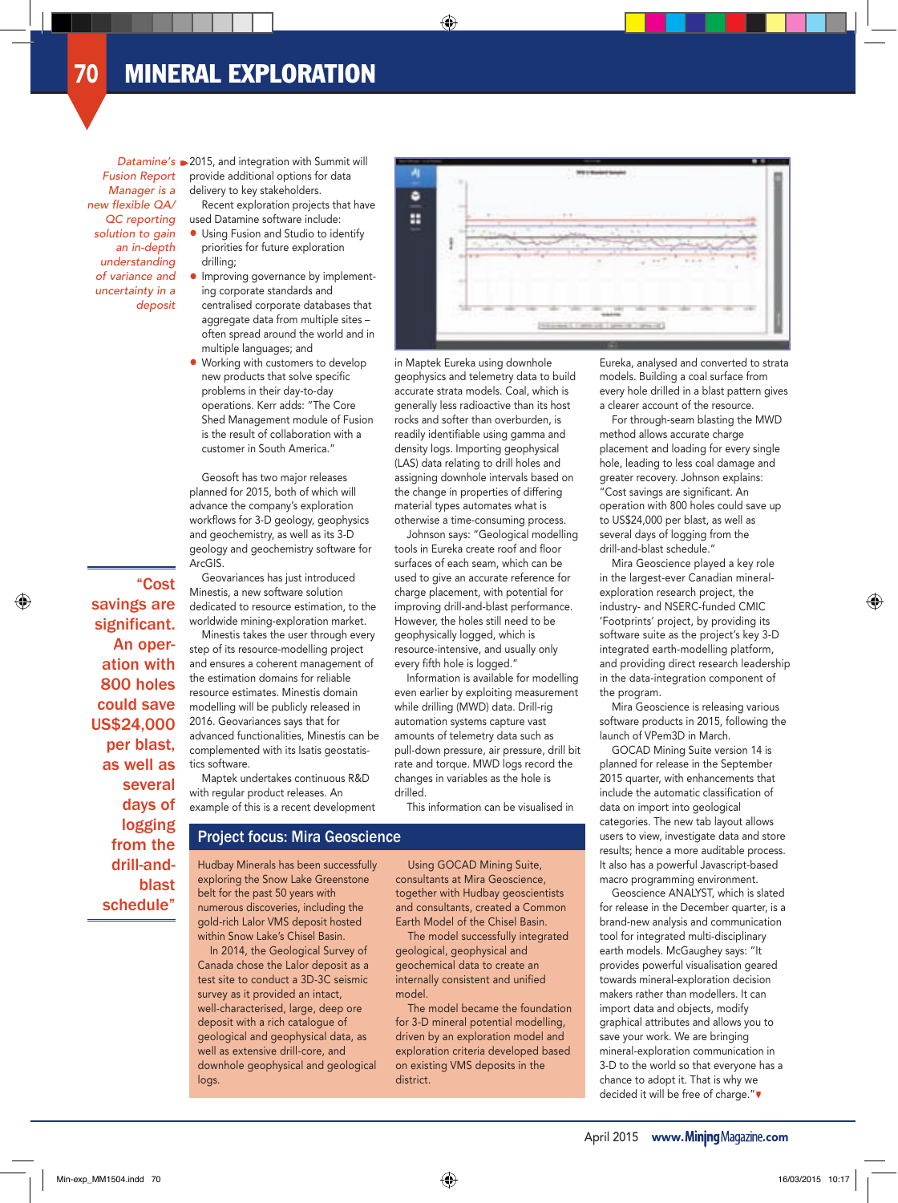# MINERAL EXPLORATION

*Datamine's Fusion Report Manager is a new flexible QA/QC reporting solution to gain an in-depth understanding of variance and uncertainty in a deposit*

2015, and integration with Summit will provide additional options for data delivery to key stakeholders.

Recent exploration projects that have used Datamine software include:

- Using Fusion and Studio to identify priorities for future exploration drilling;
- Improving governance by implementing corporate standards and centralised corporate databases that aggregate data from multiple sites – often spread around the world and in multiple languages; and
- Working with customers to develop new products that solve specific problems in their day-to-day operations. Kerr adds: "The Core Shed Management module of Fusion is the result of collaboration with a customer in South America."

Geosoft has two major releases planned for 2015, both of which will advance the company's exploration workflows for 3-D geology, geophysics and geochemistry, as well as its 3-D geology and geochemistry software for ArcGIS.

Geovariances has just introduced Minestis, a new software solution dedicated to resource estimation, to the worldwide mining-exploration market.

Minestis takes the user through every step of its resource-modelling project and ensures a coherent management of the estimation domains for reliable resource estimates. Minestis domain modelling will be publicly released in 2016. Geovariances says that for advanced functionalities, Minestis can be complemented with its Isatis geostatistics software.

Maptek undertakes continuous R&D with regular product releases. An example of this is a recent development in Maptek Eureka using downhole geophysics and telemetry data to build accurate strata models. Coal, which is generally less radioactive than its host rocks and softer than overburden, is readily identifiable using gamma and density logs. Importing geophysical (LAS) data relating to drill holes and assigning downhole intervals based on the change in properties of differing material types automates what is otherwise a time-consuming process.

Johnson says: "Geological modelling tools in Eureka create roof and floor surfaces of each seam, which can be used to give an accurate reference for charge placement, with potential for improving drill-and-blast performance. However, the holes still need to be geophysically logged, which is resource-intensive, and usually only every fifth hole is logged."

Information is available for modelling even earlier by exploiting measurement while drilling (MWD) data. Drill-rig automation systems capture vast amounts of telemetry data such as pull-down pressure, air pressure, drill bit rate and torque. MWD logs record the changes in variables as the hole is drilled.

This information can be visualised in Eureka, analysed and converted to strata models. Building a coal surface from every hole drilled in a blast pattern gives a clearer account of the resource.

For through-seam blasting the MWD method allows accurate charge placement and loading for every single hole, leading to less coal damage and greater recovery. Johnson explains: "Cost savings are significant. An operation with 800 holes could save up to US$24,000 per blast, as well as several days of logging from the drill-and-blast schedule."

> **"Cost savings are significant. An operation with 800 holes could save US$24,000 per blast, as well as several days of logging from the drill-and-blast schedule"**

Mira Geoscience played a key role in the largest-ever Canadian mineral-exploration research project, the industry- and NSERC-funded CMIC 'Footprints' project, by providing its software suite as the project's key 3-D integrated earth-modelling platform, and providing direct research leadership in the data-integration component of the program.

Mira Geoscience is releasing various software products in 2015, following the launch of VPem3D in March.

GOCAD Mining Suite version 14 is planned for release in the September 2015 quarter, with enhancements that include the automatic classification of data on import into geological categories. The new tab layout allows users to view, investigate data and store results; hence a more auditable process. It also has a powerful Javascript-based macro programming environment.

Geoscience ANALYST, which is slated for release in the December quarter, is a brand-new analysis and communication tool for integrated multi-disciplinary earth models. McGaughey says: "It provides powerful visualisation geared towards mineral-exploration decision makers rather than modellers. It can import data and objects, modify graphical attributes and allows you to save your work. We are bringing mineral-exploration communication in 3-D to the world so that everyone has a chance to adopt it. That is why we decided it will be free of charge."

## Project focus: Mira Geoscience

Hudbay Minerals has been successfully exploring the Snow Lake Greenstone belt for the past 50 years with numerous discoveries, including the gold-rich Lalor VMS deposit hosted within Snow Lake's Chisel Basin.

In 2014, the Geological Survey of Canada chose the Lalor deposit as a test site to conduct a 3D-3C seismic survey as it provided an intact, well-characterised, large, deep ore deposit with a rich catalogue of geological and geophysical data, as well as extensive drill-core, and downhole geophysical and geological logs.

Using GOCAD Mining Suite, consultants at Mira Geoscience, together with Hudbay geoscientists and consultants, created a Common Earth Model of the Chisel Basin.

The model successfully integrated geological, geophysical and geochemical data to create an internally consistent and unified model.

The model became the foundation for 3-D mineral potential modelling, driven by an exploration model and exploration criteria developed based on existing VMS deposits in the district.